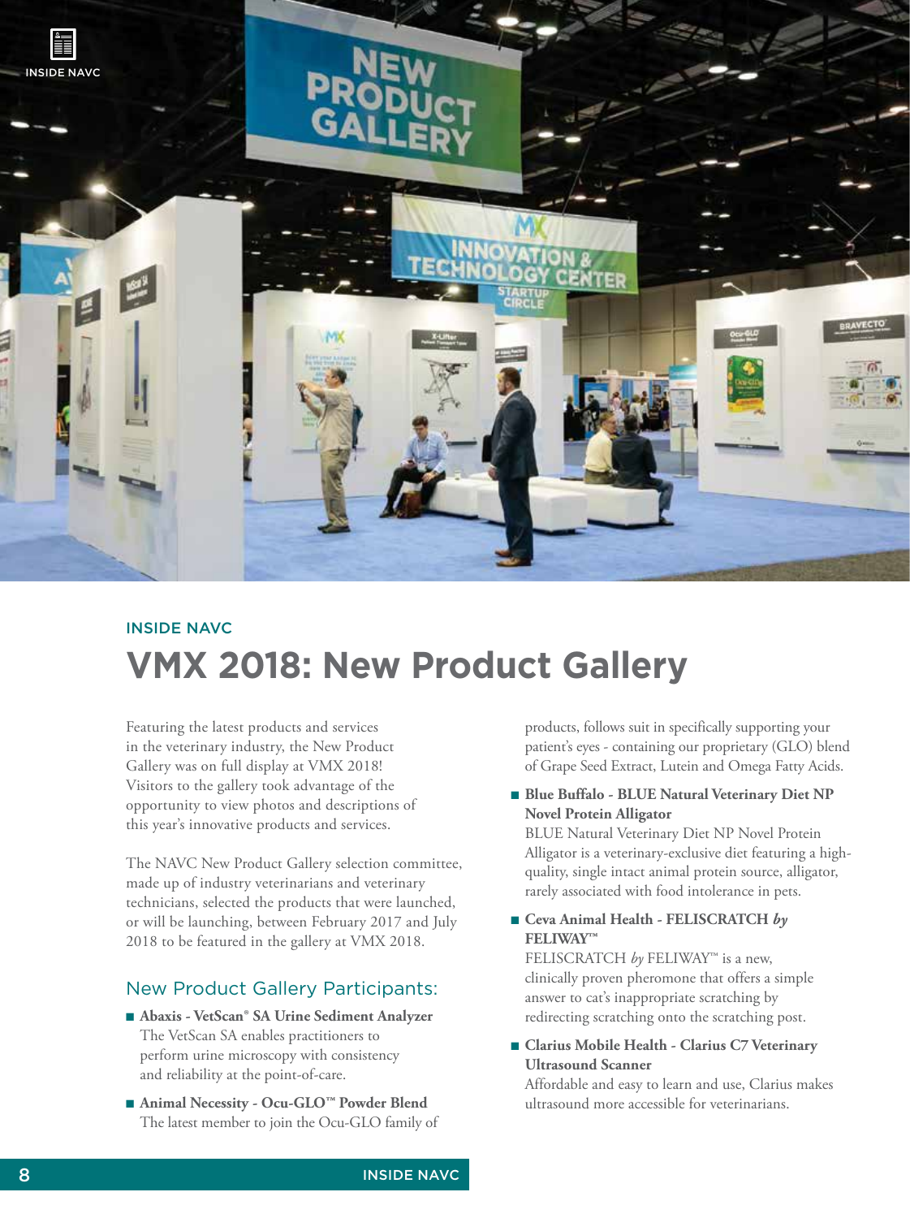INSIDE NAVC

# VMX 2018: New Product Gallery

Featuring the latest products and services in the veterinary industry, the New Product Gallery was on full display at VMX 2018! Visitors to the gallery took advantage of the opportunity to view photos and descriptions of this year's innovative products and services.

The NAVC New Product Gallery selection committee, made up of industry veterinarians and veterinary technicians, selected the products that were launched, or will be launching, between February 2017 and July 2018 to be featured in the gallery at VMX 2018.

## New Product Gallery Participants:

- **Abaxis - VetScan® SA Urine Sediment Analyzer**
  The VetScan SA enables practitioners to perform urine microscopy with consistency and reliability at the point-of-care.
- **Animal Necessity - Ocu-GLO™ Powder Blend**
  The latest member to join the Ocu-GLO family of products, follows suit in specifically supporting your patient's eyes - containing our proprietary (GLO) blend of Grape Seed Extract, Lutein and Omega Fatty Acids.
- **Blue Buffalo - BLUE Natural Veterinary Diet NP Novel Protein Alligator**
  BLUE Natural Veterinary Diet NP Novel Protein Alligator is a veterinary-exclusive diet featuring a high-quality, single intact animal protein source, alligator, rarely associated with food intolerance in pets.
- **Ceva Animal Health - FELISCRATCH *by* FELIWAY™**
  FELISCRATCH *by* FELIWAY™ is a new, clinically proven pheromone that offers a simple answer to cat's inappropriate scratching by redirecting scratching onto the scratching post.
- **Clarius Mobile Health - Clarius C7 Veterinary Ultrasound Scanner**
  Affordable and easy to learn and use, Clarius makes ultrasound more accessible for veterinarians.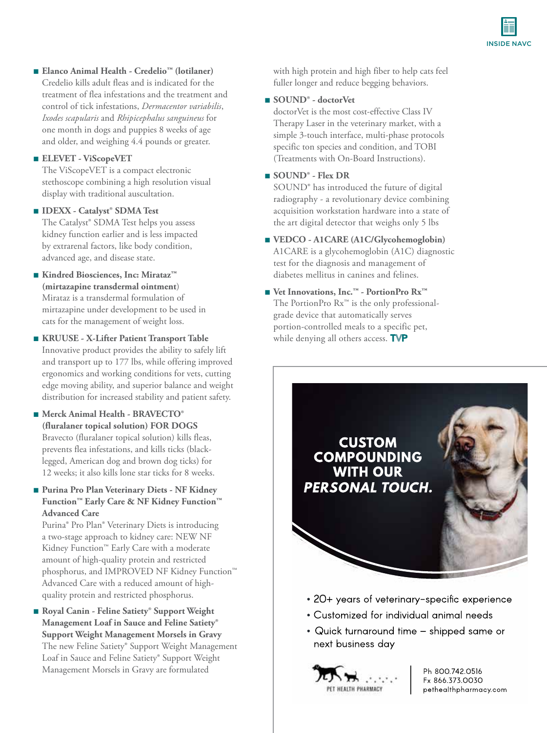- **Elanco Animal Health - Credelio™ (lotilaner)**
  Credelio kills adult fleas and is indicated for the treatment of flea infestations and the treatment and control of tick infestations, *Dermacentor variabilis*, *Ixodes scapularis* and *Rhipicephalus sanguineus* for one month in dogs and puppies 8 weeks of age and older, and weighing 4.4 pounds or greater.

- **ELEVET - ViScopeVET**
  The ViScopeVET is a compact electronic stethoscope combining a high resolution visual display with traditional auscultation.

- **IDEXX - Catalyst® SDMA Test**
  The Catalyst® SDMA Test helps you assess kidney function earlier and is less impacted by extrarenal factors, like body condition, advanced age, and disease state.

- **Kindred Biosciences, Inc: Mirataz™ (mirtazapine transdermal ointment)**
  Mirataz is a transdermal formulation of mirtazapine under development to be used in cats for the management of weight loss.

- **KRUUSE - X-Lifter Patient Transport Table**
  Innovative product provides the ability to safely lift and transport up to 177 lbs, while offering improved ergonomics and working conditions for vets, cutting edge moving ability, and superior balance and weight distribution for increased stability and patient safety.

- **Merck Animal Health - BRAVECTO® (fluralaner topical solution) FOR DOGS**
  Bravecto (fluralaner topical solution) kills fleas, prevents flea infestations, and kills ticks (black-legged, American dog and brown dog ticks) for 12 weeks; it also kills lone star ticks for 8 weeks.

- **Purina Pro Plan Veterinary Diets - NF Kidney Function™ Early Care & NF Kidney Function™ Advanced Care**
  Purina® Pro Plan® Veterinary Diets is introducing a two-stage approach to kidney care: NEW NF Kidney Function™ Early Care with a moderate amount of high-quality protein and restricted phosphorus, and IMPROVED NF Kidney Function™ Advanced Care with a reduced amount of high-quality protein and restricted phosphorus.

- **Royal Canin - Feline Satiety® Support Weight Management Loaf in Sauce and Feline Satiety® Support Weight Management Morsels in Gravy**
  The new Feline Satiety® Support Weight Management Loaf in Sauce and Feline Satiety® Support Weight Management Morsels in Gravy are formulated with high protein and high fiber to help cats feel fuller longer and reduce begging behaviors.

- **SOUND® - doctorVet**
  doctorVet is the most cost-effective Class IV Therapy Laser in the veterinary market, with a simple 3-touch interface, multi-phase protocols specific ton species and condition, and TOBI (Treatments with On-Board Instructions).

- **SOUND® - Flex DR**
  SOUND® has introduced the future of digital radiography - a revolutionary device combining acquisition workstation hardware into a state of the art digital detector that weighs only 5 lbs

- **VEDCO - A1CARE (A1C/Glycohemoglobin)**
  A1CARE is a glycohemoglobin (A1C) diagnostic test for the diagnosis and management of diabetes mellitus in canines and felines.

- **Vet Innovations, Inc.™ - PortionPro Rx™**
  The PortionPro Rx™ is the only professional-grade device that automatically serves portion-controlled meals to a specific pet, while denying all others access. **TVP**

CUSTOM COMPOUNDING WITH OUR *PERSONAL TOUCH.*

- 20+ years of veterinary-specific experience
- Customized for individual animal needs
- Quick turnaround time – shipped same or next business day

PET HEALTH PHARMACY

Ph 800.742.0516
Fx 866.373.0030
pethealthpharmacy.com